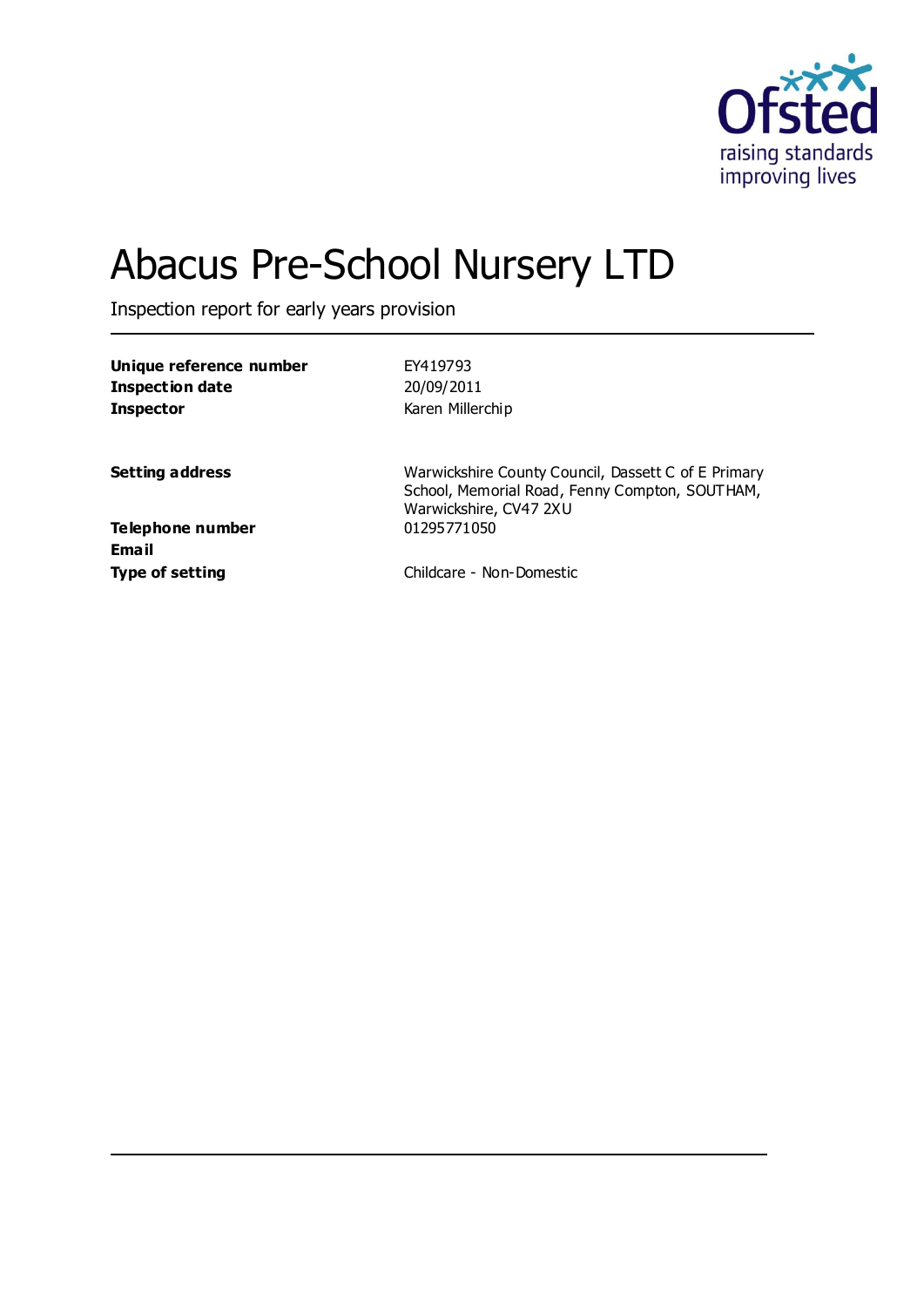# Abacus Pre-School Nursery LTD

Inspection report for early years provision

| | |
|---|---|
| **Unique reference number** | EY419793 |
| **Inspection date** | 20/09/2011 |
| **Inspector** | Karen Millerchip |
| | |
| **Setting address** | Warwickshire County Council, Dassett C of E Primary School, Memorial Road, Fenny Compton, SOUTHAM, Warwickshire, CV47 2XU |
| **Telephone number** | 01295771050 |
| **Email** | |
| **Type of setting** | Childcare - Non-Domestic |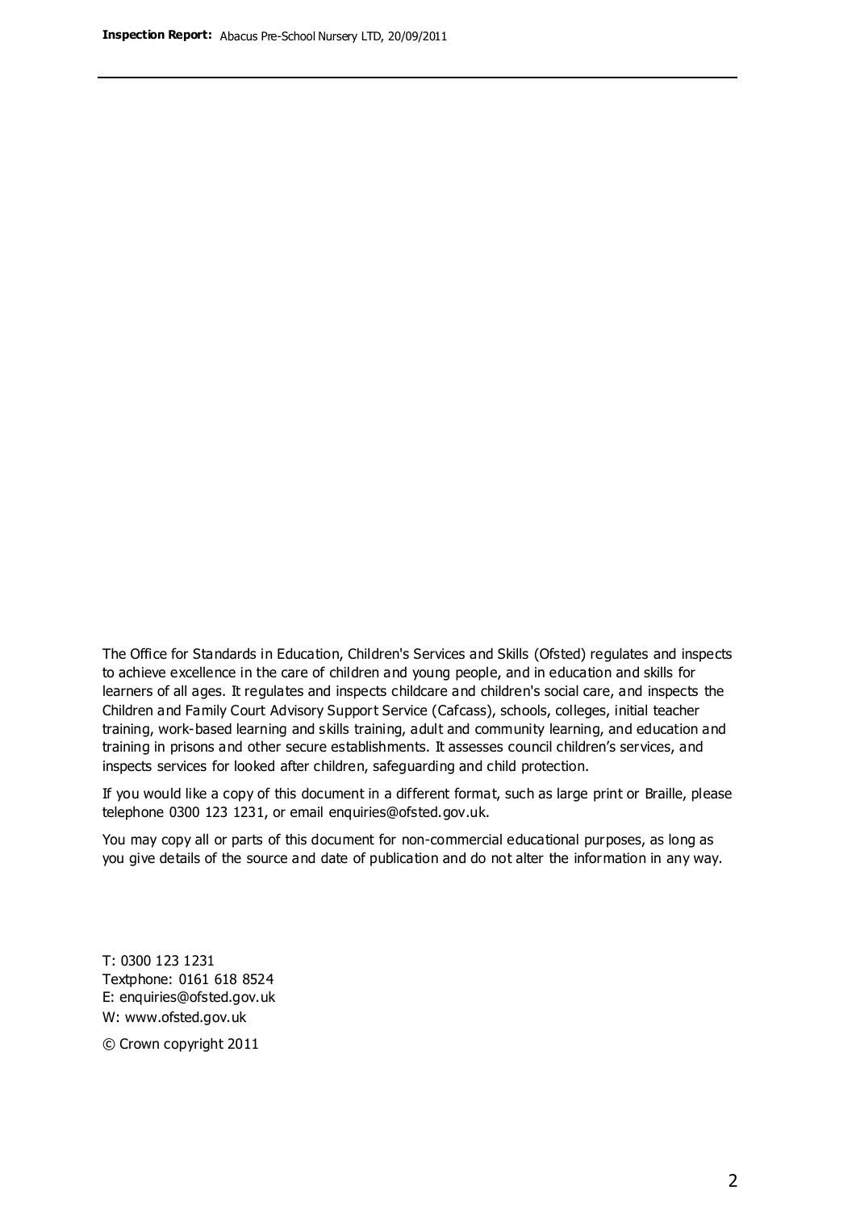The Office for Standards in Education, Children's Services and Skills (Ofsted) regulates and inspects to achieve excellence in the care of children and young people, and in education and skills for learners of all ages. It regulates and inspects childcare and children's social care, and inspects the Children and Family Court Advisory Support Service (Cafcass), schools, colleges, initial teacher training, work-based learning and skills training, adult and community learning, and education and training in prisons and other secure establishments. It assesses council children's services, and inspects services for looked after children, safeguarding and child protection.

If you would like a copy of this document in a different format, such as large print or Braille, please telephone 0300 123 1231, or email enquiries@ofsted.gov.uk.

You may copy all or parts of this document for non-commercial educational purposes, as long as you give details of the source and date of publication and do not alter the information in any way.

T: 0300 123 1231
Textphone: 0161 618 8524
E: enquiries@ofsted.gov.uk
W: www.ofsted.gov.uk

© Crown copyright 2011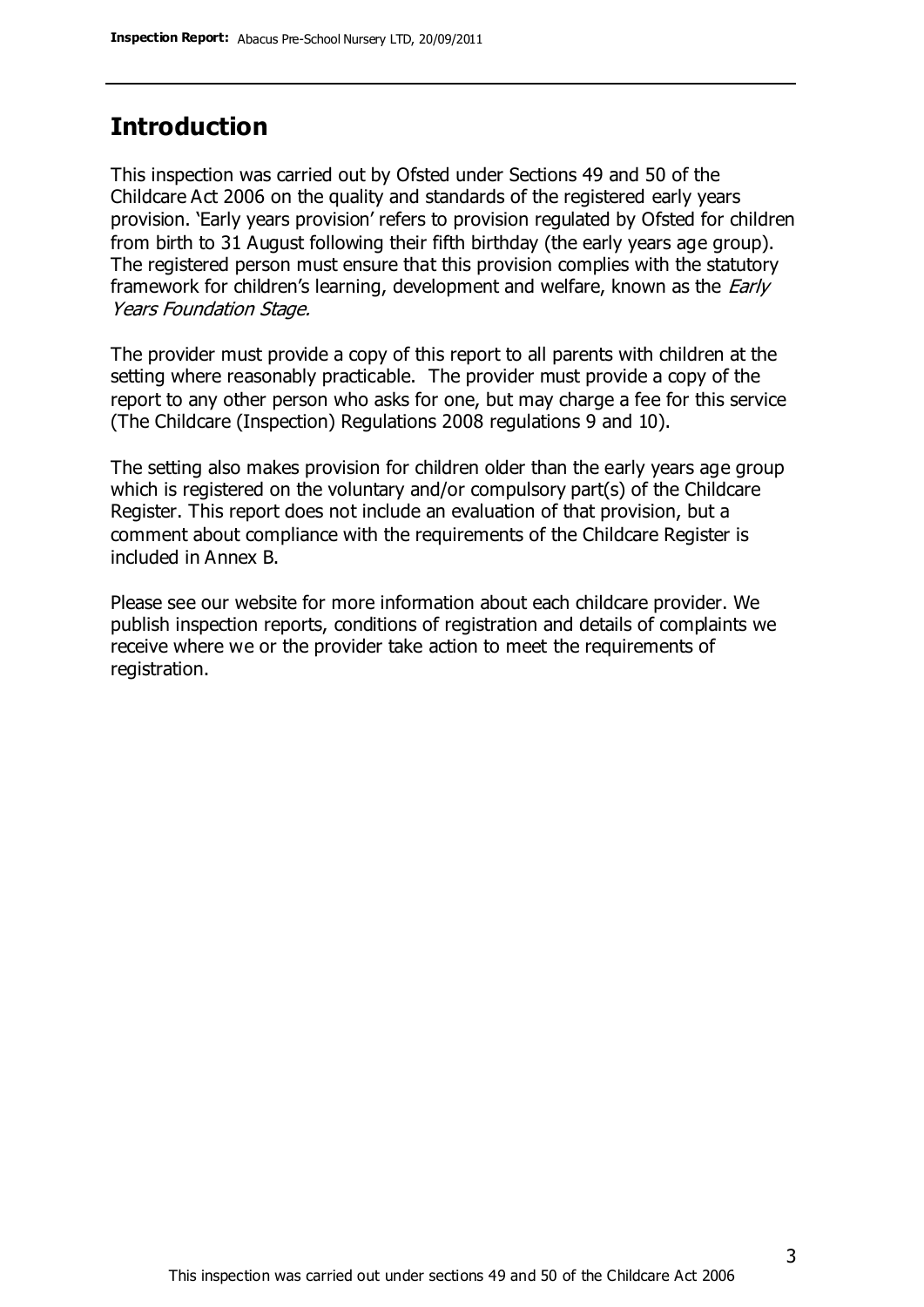## Introduction

This inspection was carried out by Ofsted under Sections 49 and 50 of the Childcare Act 2006 on the quality and standards of the registered early years provision. 'Early years provision' refers to provision regulated by Ofsted for children from birth to 31 August following their fifth birthday (the early years age group). The registered person must ensure that this provision complies with the statutory framework for children's learning, development and welfare, known as the *Early Years Foundation Stage.*

The provider must provide a copy of this report to all parents with children at the setting where reasonably practicable. The provider must provide a copy of the report to any other person who asks for one, but may charge a fee for this service (The Childcare (Inspection) Regulations 2008 regulations 9 and 10).

The setting also makes provision for children older than the early years age group which is registered on the voluntary and/or compulsory part(s) of the Childcare Register. This report does not include an evaluation of that provision, but a comment about compliance with the requirements of the Childcare Register is included in Annex B.

Please see our website for more information about each childcare provider. We publish inspection reports, conditions of registration and details of complaints we receive where we or the provider take action to meet the requirements of registration.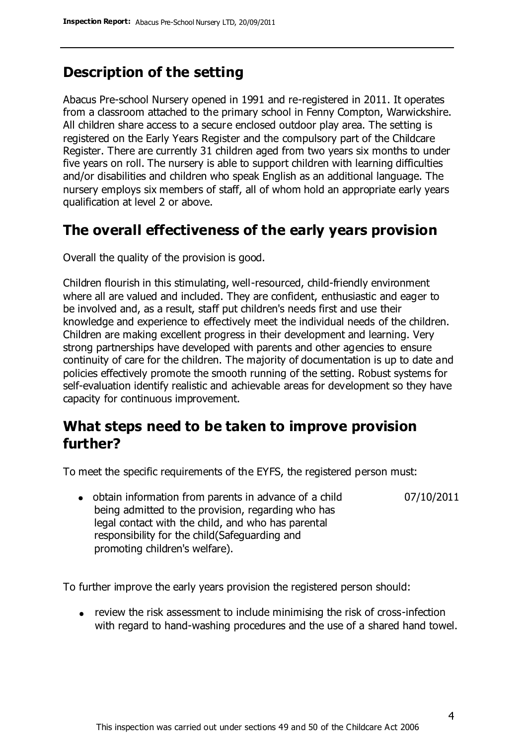## Description of the setting

Abacus Pre-school Nursery opened in 1991 and re-registered in 2011. It operates from a classroom attached to the primary school in Fenny Compton, Warwickshire. All children share access to a secure enclosed outdoor play area. The setting is registered on the Early Years Register and the compulsory part of the Childcare Register. There are currently 31 children aged from two years six months to under five years on roll. The nursery is able to support children with learning difficulties and/or disabilities and children who speak English as an additional language. The nursery employs six members of staff, all of whom hold an appropriate early years qualification at level 2 or above.

## The overall effectiveness of the early years provision

Overall the quality of the provision is good.

Children flourish in this stimulating, well-resourced, child-friendly environment where all are valued and included. They are confident, enthusiastic and eager to be involved and, as a result, staff put children's needs first and use their knowledge and experience to effectively meet the individual needs of the children. Children are making excellent progress in their development and learning. Very strong partnerships have developed with parents and other agencies to ensure continuity of care for the children. The majority of documentation is up to date and policies effectively promote the smooth running of the setting. Robust systems for self-evaluation identify realistic and achievable areas for development so they have capacity for continuous improvement.

## What steps need to be taken to improve provision further?

To meet the specific requirements of the EYFS, the registered person must:

- obtain information from parents in advance of a child being admitted to the provision, regarding who has legal contact with the child, and who has parental responsibility for the child(Safeguarding and promoting children's welfare). 07/10/2011

To further improve the early years provision the registered person should:

- review the risk assessment to include minimising the risk of cross-infection with regard to hand-washing procedures and the use of a shared hand towel.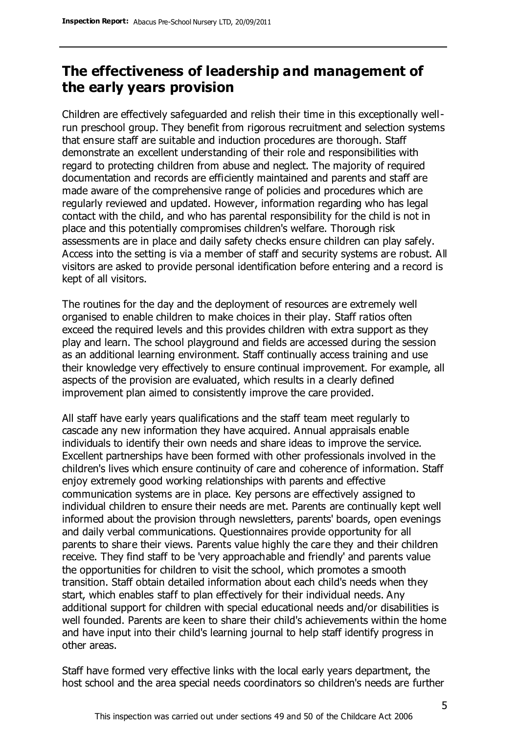## The effectiveness of leadership and management of the early years provision

Children are effectively safeguarded and relish their time in this exceptionally well-run preschool group. They benefit from rigorous recruitment and selection systems that ensure staff are suitable and induction procedures are thorough. Staff demonstrate an excellent understanding of their role and responsibilities with regard to protecting children from abuse and neglect. The majority of required documentation and records are efficiently maintained and parents and staff are made aware of the comprehensive range of policies and procedures which are regularly reviewed and updated. However, information regarding who has legal contact with the child, and who has parental responsibility for the child is not in place and this potentially compromises children's welfare. Thorough risk assessments are in place and daily safety checks ensure children can play safely. Access into the setting is via a member of staff and security systems are robust. All visitors are asked to provide personal identification before entering and a record is kept of all visitors.

The routines for the day and the deployment of resources are extremely well organised to enable children to make choices in their play. Staff ratios often exceed the required levels and this provides children with extra support as they play and learn. The school playground and fields are accessed during the session as an additional learning environment. Staff continually access training and use their knowledge very effectively to ensure continual improvement. For example, all aspects of the provision are evaluated, which results in a clearly defined improvement plan aimed to consistently improve the care provided.

All staff have early years qualifications and the staff team meet regularly to cascade any new information they have acquired. Annual appraisals enable individuals to identify their own needs and share ideas to improve the service. Excellent partnerships have been formed with other professionals involved in the children's lives which ensure continuity of care and coherence of information. Staff enjoy extremely good working relationships with parents and effective communication systems are in place. Key persons are effectively assigned to individual children to ensure their needs are met. Parents are continually kept well informed about the provision through newsletters, parents' boards, open evenings and daily verbal communications. Questionnaires provide opportunity for all parents to share their views. Parents value highly the care they and their children receive. They find staff to be 'very approachable and friendly' and parents value the opportunities for children to visit the school, which promotes a smooth transition. Staff obtain detailed information about each child's needs when they start, which enables staff to plan effectively for their individual needs. Any additional support for children with special educational needs and/or disabilities is well founded. Parents are keen to share their child's achievements within the home and have input into their child's learning journal to help staff identify progress in other areas.

Staff have formed very effective links with the local early years department, the host school and the area special needs coordinators so children's needs are further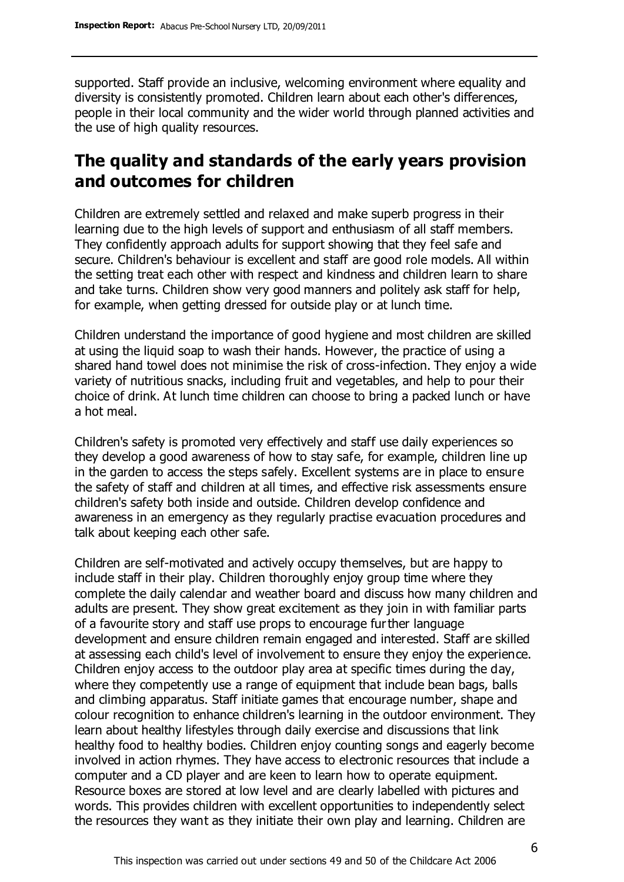supported. Staff provide an inclusive, welcoming environment where equality and diversity is consistently promoted. Children learn about each other's differences, people in their local community and the wider world through planned activities and the use of high quality resources.

## The quality and standards of the early years provision and outcomes for children

Children are extremely settled and relaxed and make superb progress in their learning due to the high levels of support and enthusiasm of all staff members. They confidently approach adults for support showing that they feel safe and secure. Children's behaviour is excellent and staff are good role models. All within the setting treat each other with respect and kindness and children learn to share and take turns. Children show very good manners and politely ask staff for help, for example, when getting dressed for outside play or at lunch time.

Children understand the importance of good hygiene and most children are skilled at using the liquid soap to wash their hands. However, the practice of using a shared hand towel does not minimise the risk of cross-infection. They enjoy a wide variety of nutritious snacks, including fruit and vegetables, and help to pour their choice of drink. At lunch time children can choose to bring a packed lunch or have a hot meal.

Children's safety is promoted very effectively and staff use daily experiences so they develop a good awareness of how to stay safe, for example, children line up in the garden to access the steps safely. Excellent systems are in place to ensure the safety of staff and children at all times, and effective risk assessments ensure children's safety both inside and outside. Children develop confidence and awareness in an emergency as they regularly practise evacuation procedures and talk about keeping each other safe.

Children are self-motivated and actively occupy themselves, but are happy to include staff in their play. Children thoroughly enjoy group time where they complete the daily calendar and weather board and discuss how many children and adults are present. They show great excitement as they join in with familiar parts of a favourite story and staff use props to encourage further language development and ensure children remain engaged and interested. Staff are skilled at assessing each child's level of involvement to ensure they enjoy the experience. Children enjoy access to the outdoor play area at specific times during the day, where they competently use a range of equipment that include bean bags, balls and climbing apparatus. Staff initiate games that encourage number, shape and colour recognition to enhance children's learning in the outdoor environment. They learn about healthy lifestyles through daily exercise and discussions that link healthy food to healthy bodies. Children enjoy counting songs and eagerly become involved in action rhymes. They have access to electronic resources that include a computer and a CD player and are keen to learn how to operate equipment. Resource boxes are stored at low level and are clearly labelled with pictures and words. This provides children with excellent opportunities to independently select the resources they want as they initiate their own play and learning. Children are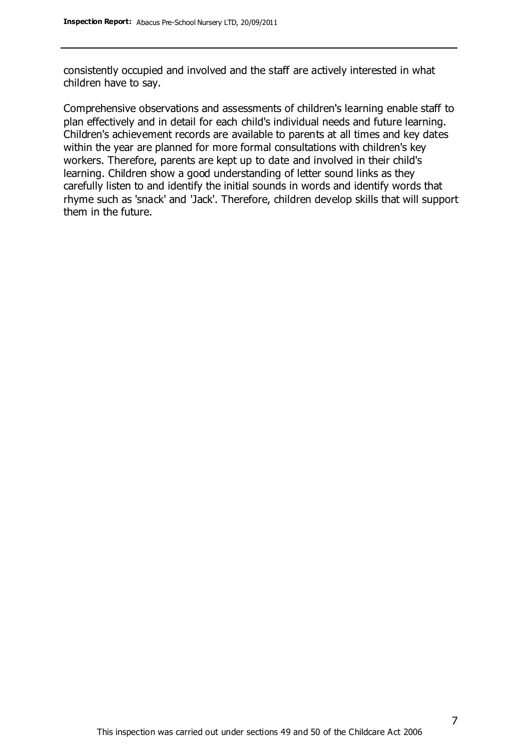consistently occupied and involved and the staff are actively interested in what children have to say.

Comprehensive observations and assessments of children's learning enable staff to plan effectively and in detail for each child's individual needs and future learning. Children's achievement records are available to parents at all times and key dates within the year are planned for more formal consultations with children's key workers. Therefore, parents are kept up to date and involved in their child's learning. Children show a good understanding of letter sound links as they carefully listen to and identify the initial sounds in words and identify words that rhyme such as 'snack' and 'Jack'. Therefore, children develop skills that will support them in the future.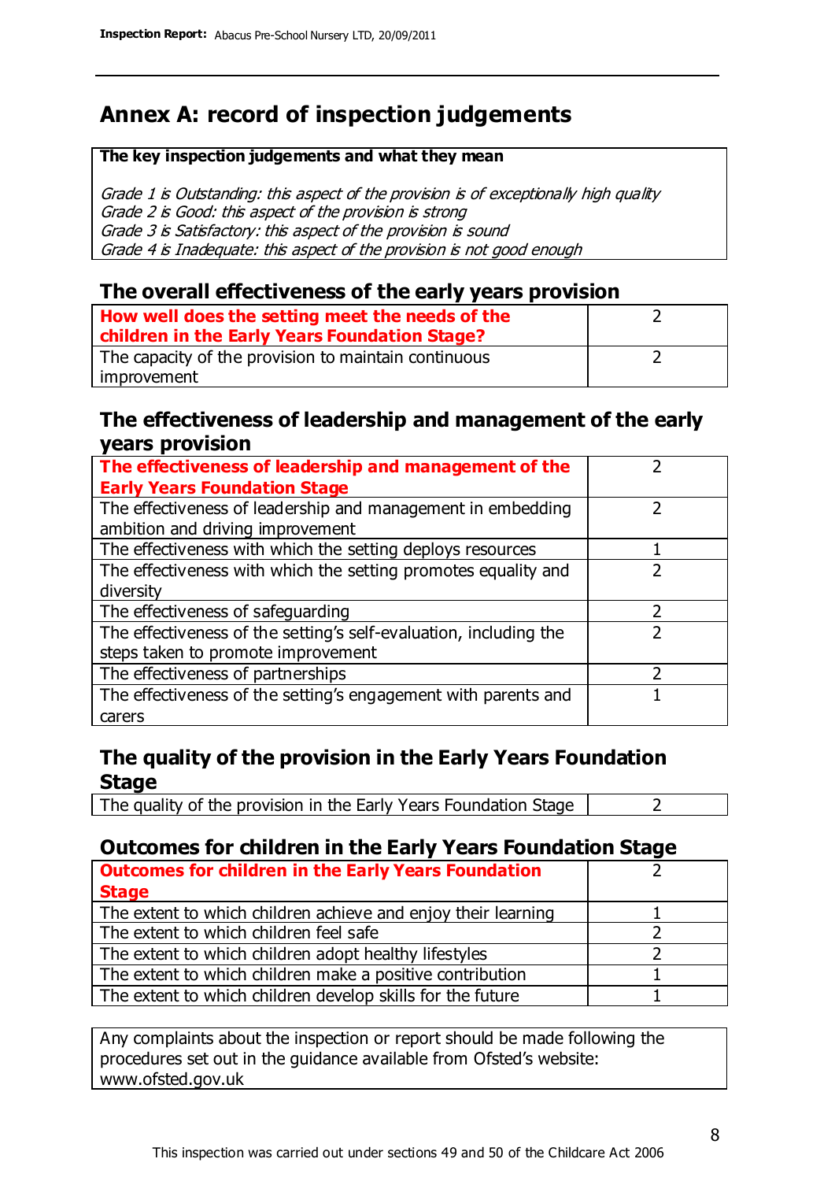# Annex A: record of inspection judgements

**The key inspection judgements and what they mean**

*Grade 1 is Outstanding: this aspect of the provision is of exceptionally high quality*
*Grade 2 is Good: this aspect of the provision is strong*
*Grade 3 is Satisfactory: this aspect of the provision is sound*
*Grade 4 is Inadequate: this aspect of the provision is not good enough*

## The overall effectiveness of the early years provision

| | |
|---|---|
| **How well does the setting meet the needs of the children in the Early Years Foundation Stage?** | 2 |
| The capacity of the provision to maintain continuous improvement | 2 |

## The effectiveness of leadership and management of the early years provision

| | |
|---|---|
| **The effectiveness of leadership and management of the Early Years Foundation Stage** | 2 |
| The effectiveness of leadership and management in embedding ambition and driving improvement | 2 |
| The effectiveness with which the setting deploys resources | 1 |
| The effectiveness with which the setting promotes equality and diversity | 2 |
| The effectiveness of safeguarding | 2 |
| The effectiveness of the setting's self-evaluation, including the steps taken to promote improvement | 2 |
| The effectiveness of partnerships | 2 |
| The effectiveness of the setting's engagement with parents and carers | 1 |

## The quality of the provision in the Early Years Foundation Stage

| | |
|---|---|
| The quality of the provision in the Early Years Foundation Stage | 2 |

## Outcomes for children in the Early Years Foundation Stage

| | |
|---|---|
| **Outcomes for children in the Early Years Foundation Stage** | 2 |
| The extent to which children achieve and enjoy their learning | 1 |
| The extent to which children feel safe | 2 |
| The extent to which children adopt healthy lifestyles | 2 |
| The extent to which children make a positive contribution | 1 |
| The extent to which children develop skills for the future | 1 |

Any complaints about the inspection or report should be made following the procedures set out in the guidance available from Ofsted's website: www.ofsted.gov.uk

This inspection was carried out under sections 49 and 50 of the Childcare Act 2006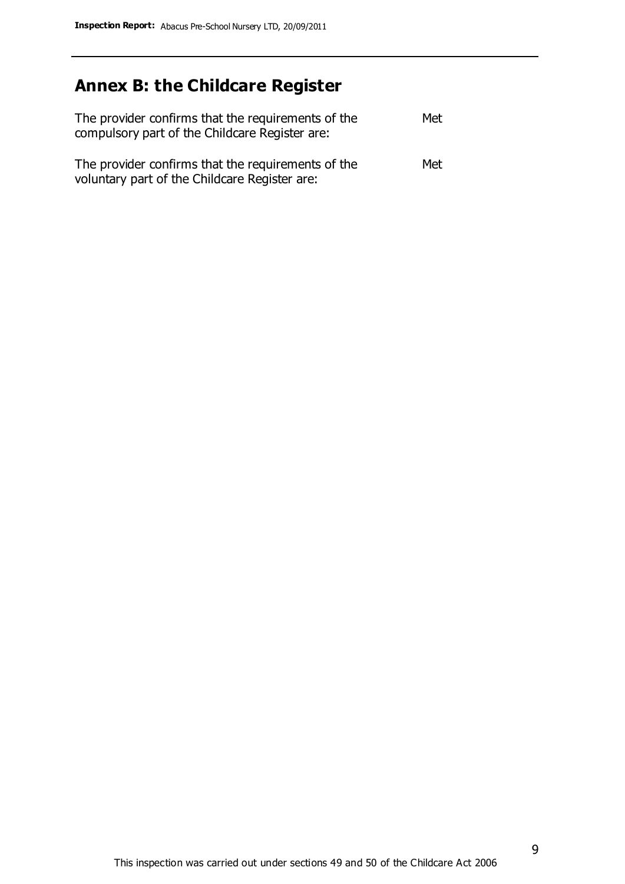## Annex B: the Childcare Register

| | |
|---|---|
| The provider confirms that the requirements of the compulsory part of the Childcare Register are: | Met |
| The provider confirms that the requirements of the voluntary part of the Childcare Register are: | Met |

This inspection was carried out under sections 49 and 50 of the Childcare Act 2006